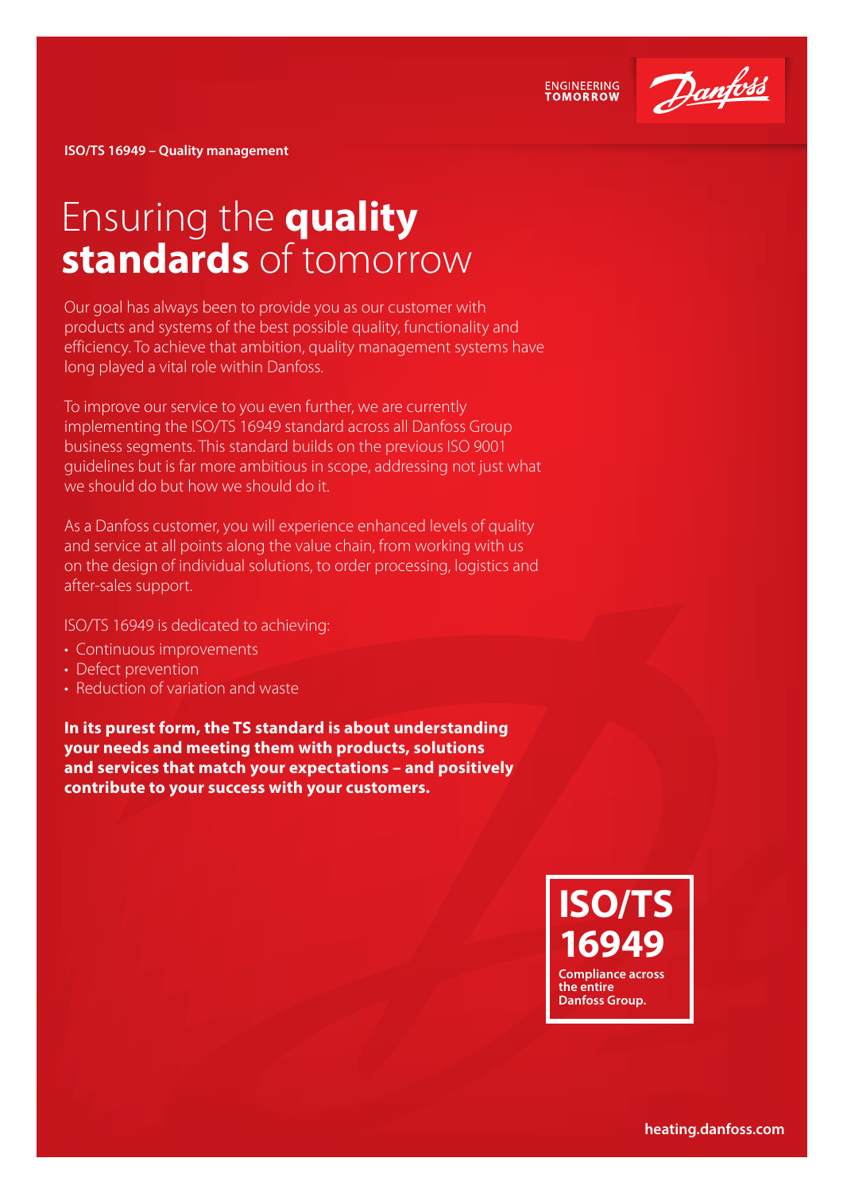ENGINEERING TOMORROW

**ISO/TS 16949 – Quality management**

# Ensuring the **quality standards** of tomorrow

Our goal has always been to provide you as our customer with products and systems of the best possible quality, functionality and efficiency. To achieve that ambition, quality management systems have long played a vital role within Danfoss.

To improve our service to you even further, we are currently implementing the ISO/TS 16949 standard across all Danfoss Group business segments. This standard builds on the previous ISO 9001 guidelines but is far more ambitious in scope, addressing not just what we should do but how we should do it.

As a Danfoss customer, you will experience enhanced levels of quality and service at all points along the value chain, from working with us on the design of individual solutions, to order processing, logistics and after-sales support.

ISO/TS 16949 is dedicated to achieving:

- Continuous improvements
- Defect prevention
- Reduction of variation and waste

**In its purest form, the TS standard is about understanding your needs and meeting them with products, solutions and services that match your expectations – and positively contribute to your success with your customers.**

**ISO/TS 16949**

**Compliance across the entire Danfoss Group.**

**heating.danfoss.com**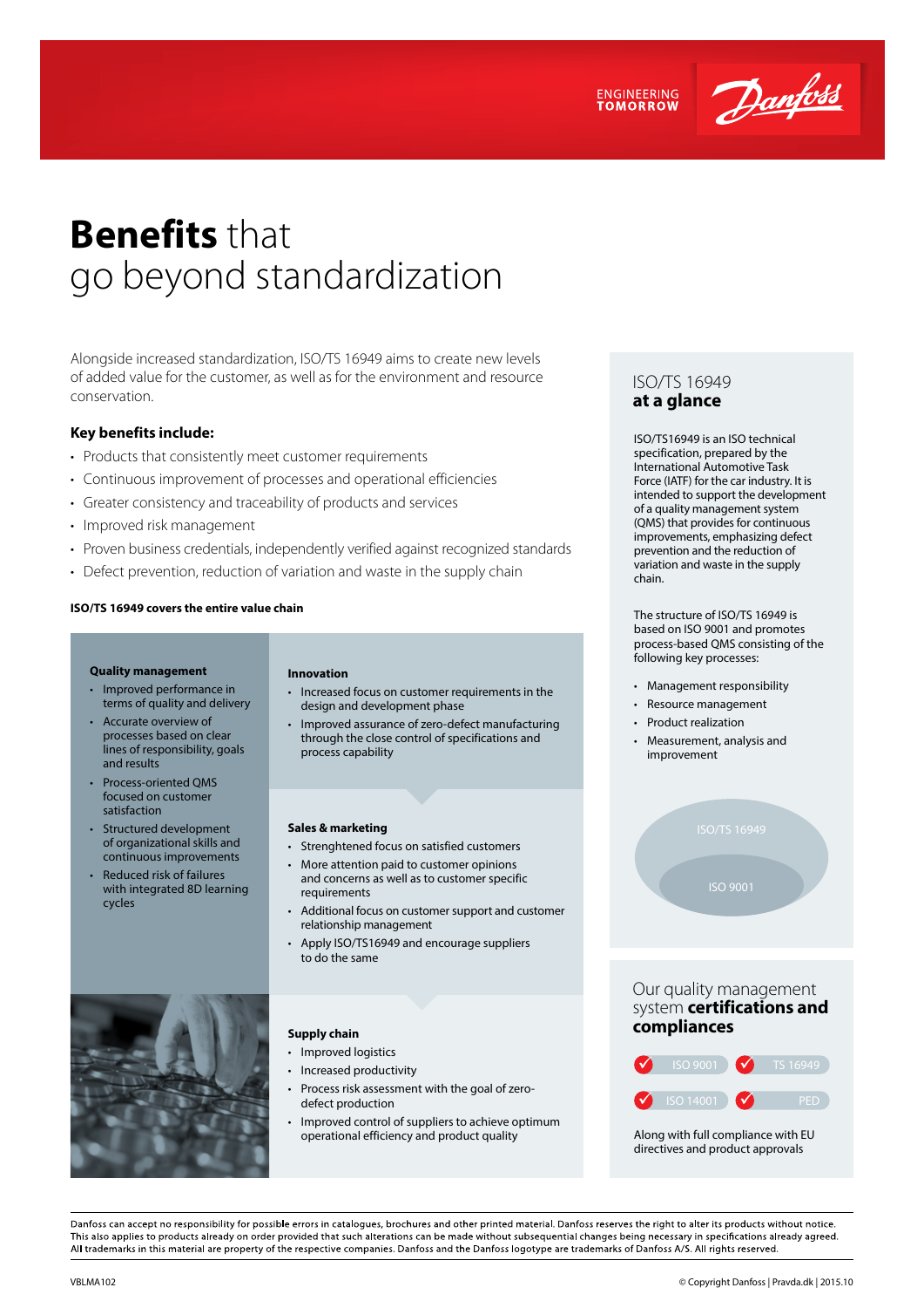ENGINEERING TOMORROW

# **Benefits** that go beyond standardization

Alongside increased standardization, ISO/TS 16949 aims to create new levels of added value for the customer, as well as for the environment and resource conservation.

**Key benefits include:**

- Products that consistently meet customer requirements
- Continuous improvement of processes and operational efficiencies
- Greater consistency and traceability of products and services
- Improved risk management
- Proven business credentials, independently verified against recognized standards
- Defect prevention, reduction of variation and waste in the supply chain

**ISO/TS 16949 covers the entire value chain**

**Quality management**

- Improved performance in terms of quality and delivery
- Accurate overview of processes based on clear lines of responsibility, goals and results
- Process-oriented QMS focused on customer satisfaction
- Structured development of organizational skills and continuous improvements
- Reduced risk of failures with integrated 8D learning cycles

**Innovation**

- Increased focus on customer requirements in the design and development phase
- Improved assurance of zero-defect manufacturing through the close control of specifications and process capability

**Sales & marketing**

- Strenghtened focus on satisfied customers
- More attention paid to customer opinions and concerns as well as to customer specific requirements
- Additional focus on customer support and customer relationship management
- Apply ISO/TS16949 and encourage suppliers to do the same

**Supply chain**

- Improved logistics
- Increased productivity
- Process risk assessment with the goal of zero-defect production
- Improved control of suppliers to achieve optimum operational efficiency and product quality

## ISO/TS 16949 **at a glance**

ISO/TS16949 is an ISO technical specification, prepared by the International Automotive Task Force (IATF) for the car industry. It is intended to support the development of a quality management system (QMS) that provides for continuous improvements, emphasizing defect prevention and the reduction of variation and waste in the supply chain.

The structure of ISO/TS 16949 is based on ISO 9001 and promotes process-based QMS consisting of the following key processes:

- Management responsibility
- Resource management
- Product realization
- Measurement, analysis and improvement

ISO/TS 16949

ISO 9001

## Our quality management system **certifications and compliances**

ISO 9001
TS 16949
ISO 14001
PED

Along with full compliance with EU directives and product approvals

Danfoss can accept no responsibility for possible errors in catalogues, brochures and other printed material. Danfoss reserves the right to alter its products without notice. This also applies to products already on order provided that such alterations can be made without subsequential changes being necessary in specifications already agreed. All trademarks in this material are property of the respective companies. Danfoss and the Danfoss logotype are trademarks of Danfoss A/S. All rights reserved.

VBLMA102

© Copyright Danfoss | Pravda.dk | 2015.10